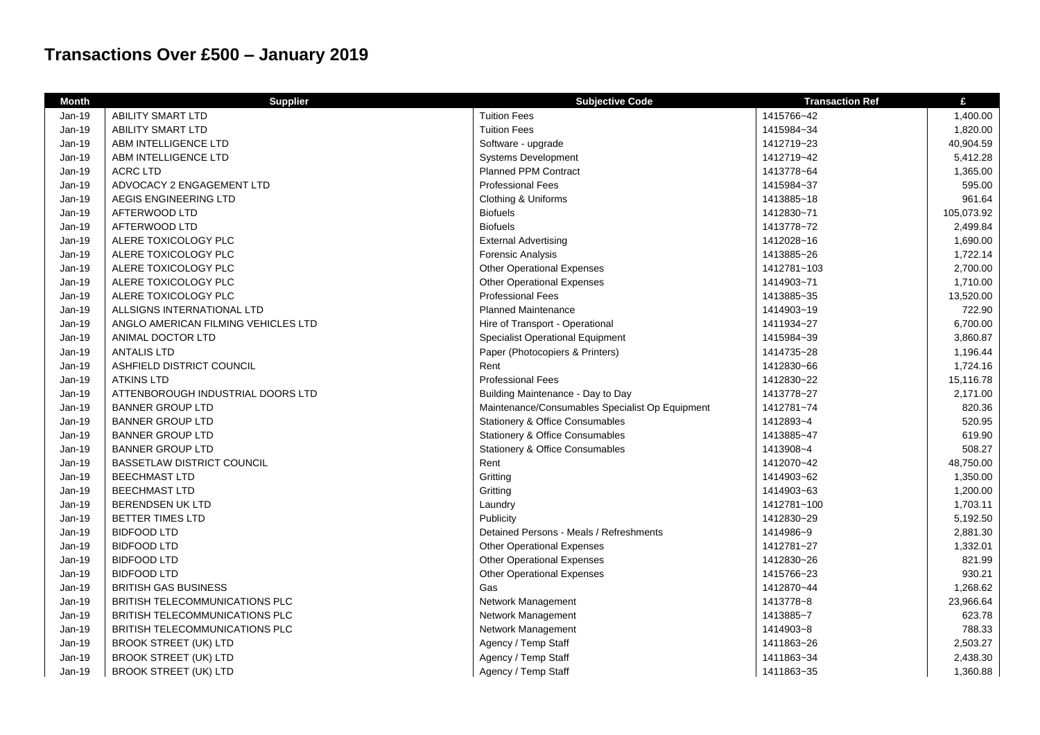# Transactions Over £500 – January 2019

| Month | Supplier | Subjective Code | Transaction Ref | £ |
|---|---|---|---|---|
| Jan-19 | ABILITY SMART LTD | Tuition Fees | 1415766~42 | 1,400.00 |
| Jan-19 | ABILITY SMART LTD | Tuition Fees | 1415984~34 | 1,820.00 |
| Jan-19 | ABM INTELLIGENCE LTD | Software - upgrade | 1412719~23 | 40,904.59 |
| Jan-19 | ABM INTELLIGENCE LTD | Systems Development | 1412719~42 | 5,412.28 |
| Jan-19 | ACRC LTD | Planned PPM Contract | 1413778~64 | 1,365.00 |
| Jan-19 | ADVOCACY 2 ENGAGEMENT LTD | Professional Fees | 1415984~37 | 595.00 |
| Jan-19 | AEGIS ENGINEERING LTD | Clothing & Uniforms | 1413885~18 | 961.64 |
| Jan-19 | AFTERWOOD LTD | Biofuels | 1412830~71 | 105,073.92 |
| Jan-19 | AFTERWOOD LTD | Biofuels | 1413778~72 | 2,499.84 |
| Jan-19 | ALERE TOXICOLOGY PLC | External Advertising | 1412028~16 | 1,690.00 |
| Jan-19 | ALERE TOXICOLOGY PLC | Forensic Analysis | 1413885~26 | 1,722.14 |
| Jan-19 | ALERE TOXICOLOGY PLC | Other Operational Expenses | 1412781~103 | 2,700.00 |
| Jan-19 | ALERE TOXICOLOGY PLC | Other Operational Expenses | 1414903~71 | 1,710.00 |
| Jan-19 | ALERE TOXICOLOGY PLC | Professional Fees | 1413885~35 | 13,520.00 |
| Jan-19 | ALLSIGNS INTERNATIONAL LTD | Planned Maintenance | 1414903~19 | 722.90 |
| Jan-19 | ANGLO AMERICAN FILMING VEHICLES LTD | Hire of Transport - Operational | 1411934~27 | 6,700.00 |
| Jan-19 | ANIMAL DOCTOR LTD | Specialist Operational Equipment | 1415984~39 | 3,860.87 |
| Jan-19 | ANTALIS LTD | Paper (Photocopiers & Printers) | 1414735~28 | 1,196.44 |
| Jan-19 | ASHFIELD DISTRICT COUNCIL | Rent | 1412830~66 | 1,724.16 |
| Jan-19 | ATKINS LTD | Professional Fees | 1412830~22 | 15,116.78 |
| Jan-19 | ATTENBOROUGH INDUSTRIAL DOORS LTD | Building Maintenance - Day to Day | 1413778~27 | 2,171.00 |
| Jan-19 | BANNER GROUP LTD | Maintenance/Consumables Specialist Op Equipment | 1412781~74 | 820.36 |
| Jan-19 | BANNER GROUP LTD | Stationery & Office Consumables | 1412893~4 | 520.95 |
| Jan-19 | BANNER GROUP LTD | Stationery & Office Consumables | 1413885~47 | 619.90 |
| Jan-19 | BANNER GROUP LTD | Stationery & Office Consumables | 1413908~4 | 508.27 |
| Jan-19 | BASSETLAW DISTRICT COUNCIL | Rent | 1412070~42 | 48,750.00 |
| Jan-19 | BEECHMAST LTD | Gritting | 1414903~62 | 1,350.00 |
| Jan-19 | BEECHMAST LTD | Gritting | 1414903~63 | 1,200.00 |
| Jan-19 | BERENDSEN UK LTD | Laundry | 1412781~100 | 1,703.11 |
| Jan-19 | BETTER TIMES LTD | Publicity | 1412830~29 | 5,192.50 |
| Jan-19 | BIDFOOD LTD | Detained Persons - Meals / Refreshments | 1414986~9 | 2,881.30 |
| Jan-19 | BIDFOOD LTD | Other Operational Expenses | 1412781~27 | 1,332.01 |
| Jan-19 | BIDFOOD LTD | Other Operational Expenses | 1412830~26 | 821.99 |
| Jan-19 | BIDFOOD LTD | Other Operational Expenses | 1415766~23 | 930.21 |
| Jan-19 | BRITISH GAS BUSINESS | Gas | 1412870~44 | 1,268.62 |
| Jan-19 | BRITISH TELECOMMUNICATIONS PLC | Network Management | 1413778~8 | 23,966.64 |
| Jan-19 | BRITISH TELECOMMUNICATIONS PLC | Network Management | 1413885~7 | 623.78 |
| Jan-19 | BRITISH TELECOMMUNICATIONS PLC | Network Management | 1414903~8 | 788.33 |
| Jan-19 | BROOK STREET (UK) LTD | Agency / Temp Staff | 1411863~26 | 2,503.27 |
| Jan-19 | BROOK STREET (UK) LTD | Agency / Temp Staff | 1411863~34 | 2,438.30 |
| Jan-19 | BROOK STREET (UK) LTD | Agency / Temp Staff | 1411863~35 | 1,360.88 |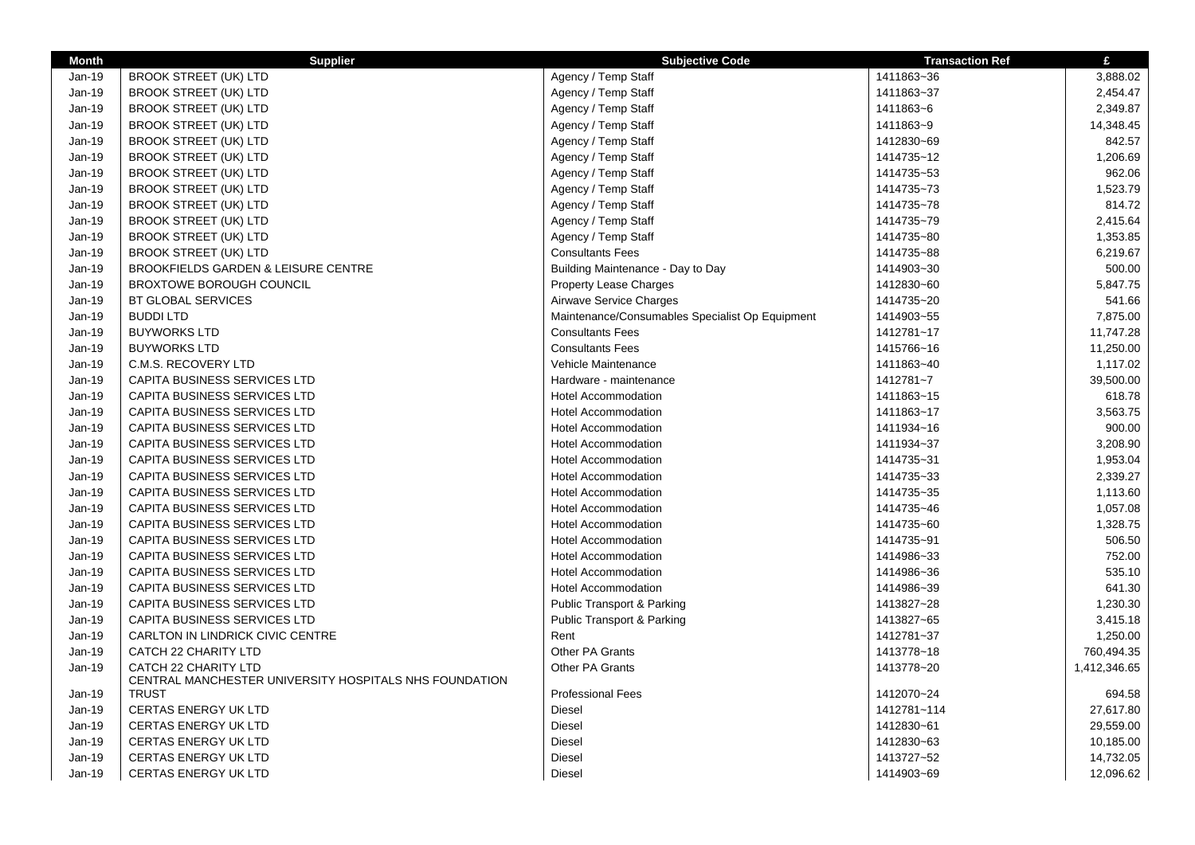| Month | Supplier | Subjective Code | Transaction Ref | £ |
|---|---|---|---|---|
| Jan-19 | BROOK STREET (UK) LTD | Agency / Temp Staff | 1411863~36 | 3,888.02 |
| Jan-19 | BROOK STREET (UK) LTD | Agency / Temp Staff | 1411863~37 | 2,454.47 |
| Jan-19 | BROOK STREET (UK) LTD | Agency / Temp Staff | 1411863~6 | 2,349.87 |
| Jan-19 | BROOK STREET (UK) LTD | Agency / Temp Staff | 1411863~9 | 14,348.45 |
| Jan-19 | BROOK STREET (UK) LTD | Agency / Temp Staff | 1412830~69 | 842.57 |
| Jan-19 | BROOK STREET (UK) LTD | Agency / Temp Staff | 1414735~12 | 1,206.69 |
| Jan-19 | BROOK STREET (UK) LTD | Agency / Temp Staff | 1414735~53 | 962.06 |
| Jan-19 | BROOK STREET (UK) LTD | Agency / Temp Staff | 1414735~73 | 1,523.79 |
| Jan-19 | BROOK STREET (UK) LTD | Agency / Temp Staff | 1414735~78 | 814.72 |
| Jan-19 | BROOK STREET (UK) LTD | Agency / Temp Staff | 1414735~79 | 2,415.64 |
| Jan-19 | BROOK STREET (UK) LTD | Agency / Temp Staff | 1414735~80 | 1,353.85 |
| Jan-19 | BROOK STREET (UK) LTD | Consultants Fees | 1414735~88 | 6,219.67 |
| Jan-19 | BROOKFIELDS GARDEN & LEISURE CENTRE | Building Maintenance - Day to Day | 1414903~30 | 500.00 |
| Jan-19 | BROXTOWE BOROUGH COUNCIL | Property Lease Charges | 1412830~60 | 5,847.75 |
| Jan-19 | BT GLOBAL SERVICES | Airwave Service Charges | 1414735~20 | 541.66 |
| Jan-19 | BUDDI LTD | Maintenance/Consumables Specialist Op Equipment | 1414903~55 | 7,875.00 |
| Jan-19 | BUYWORKS LTD | Consultants Fees | 1412781~17 | 11,747.28 |
| Jan-19 | BUYWORKS LTD | Consultants Fees | 1415766~16 | 11,250.00 |
| Jan-19 | C.M.S. RECOVERY LTD | Vehicle Maintenance | 1411863~40 | 1,117.02 |
| Jan-19 | CAPITA BUSINESS SERVICES LTD | Hardware - maintenance | 1412781~7 | 39,500.00 |
| Jan-19 | CAPITA BUSINESS SERVICES LTD | Hotel Accommodation | 1411863~15 | 618.78 |
| Jan-19 | CAPITA BUSINESS SERVICES LTD | Hotel Accommodation | 1411863~17 | 3,563.75 |
| Jan-19 | CAPITA BUSINESS SERVICES LTD | Hotel Accommodation | 1411934~16 | 900.00 |
| Jan-19 | CAPITA BUSINESS SERVICES LTD | Hotel Accommodation | 1411934~37 | 3,208.90 |
| Jan-19 | CAPITA BUSINESS SERVICES LTD | Hotel Accommodation | 1414735~31 | 1,953.04 |
| Jan-19 | CAPITA BUSINESS SERVICES LTD | Hotel Accommodation | 1414735~33 | 2,339.27 |
| Jan-19 | CAPITA BUSINESS SERVICES LTD | Hotel Accommodation | 1414735~35 | 1,113.60 |
| Jan-19 | CAPITA BUSINESS SERVICES LTD | Hotel Accommodation | 1414735~46 | 1,057.08 |
| Jan-19 | CAPITA BUSINESS SERVICES LTD | Hotel Accommodation | 1414735~60 | 1,328.75 |
| Jan-19 | CAPITA BUSINESS SERVICES LTD | Hotel Accommodation | 1414735~91 | 506.50 |
| Jan-19 | CAPITA BUSINESS SERVICES LTD | Hotel Accommodation | 1414986~33 | 752.00 |
| Jan-19 | CAPITA BUSINESS SERVICES LTD | Hotel Accommodation | 1414986~36 | 535.10 |
| Jan-19 | CAPITA BUSINESS SERVICES LTD | Hotel Accommodation | 1414986~39 | 641.30 |
| Jan-19 | CAPITA BUSINESS SERVICES LTD | Public Transport & Parking | 1413827~28 | 1,230.30 |
| Jan-19 | CAPITA BUSINESS SERVICES LTD | Public Transport & Parking | 1413827~65 | 3,415.18 |
| Jan-19 | CARLTON IN LINDRICK CIVIC CENTRE | Rent | 1412781~37 | 1,250.00 |
| Jan-19 | CATCH 22 CHARITY LTD | Other PA Grants | 1413778~18 | 760,494.35 |
| Jan-19 | CATCH 22 CHARITY LTD | Other PA Grants | 1413778~20 | 1,412,346.65 |
| Jan-19 | CENTRAL MANCHESTER UNIVERSITY HOSPITALS NHS FOUNDATION TRUST | Professional Fees | 1412070~24 | 694.58 |
| Jan-19 | CERTAS ENERGY UK LTD | Diesel | 1412781~114 | 27,617.80 |
| Jan-19 | CERTAS ENERGY UK LTD | Diesel | 1412830~61 | 29,559.00 |
| Jan-19 | CERTAS ENERGY UK LTD | Diesel | 1412830~63 | 10,185.00 |
| Jan-19 | CERTAS ENERGY UK LTD | Diesel | 1413727~52 | 14,732.05 |
| Jan-19 | CERTAS ENERGY UK LTD | Diesel | 1414903~69 | 12,096.62 |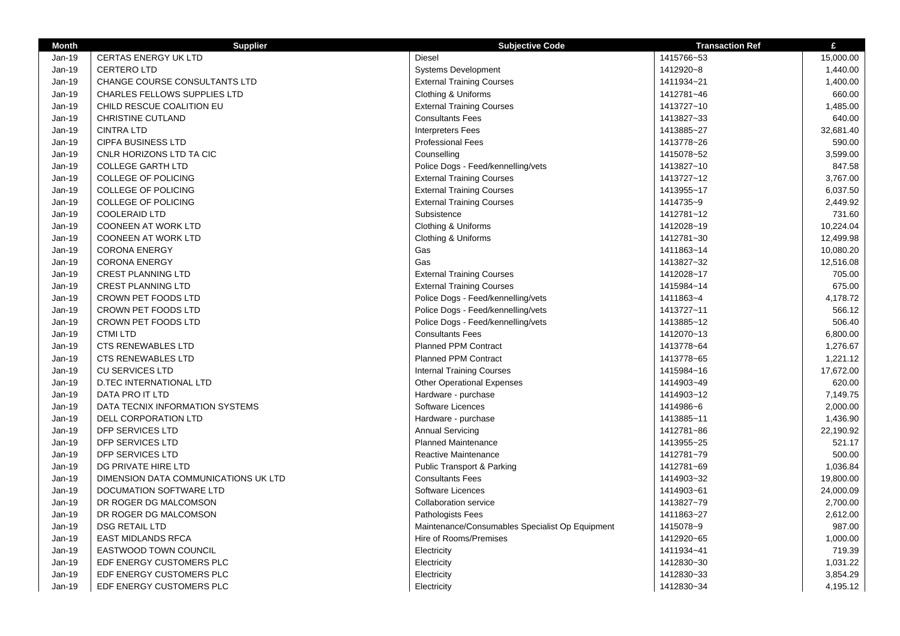| Month | Supplier | Subjective Code | Transaction Ref | £ |
|---|---|---|---|---|
| Jan-19 | CERTAS ENERGY UK LTD | Diesel | 1415766~53 | 15,000.00 |
| Jan-19 | CERTERO LTD | Systems Development | 1412920~8 | 1,440.00 |
| Jan-19 | CHANGE COURSE CONSULTANTS LTD | External Training Courses | 1411934~21 | 1,400.00 |
| Jan-19 | CHARLES FELLOWS SUPPLIES LTD | Clothing & Uniforms | 1412781~46 | 660.00 |
| Jan-19 | CHILD RESCUE COALITION EU | External Training Courses | 1413727~10 | 1,485.00 |
| Jan-19 | CHRISTINE CUTLAND | Consultants Fees | 1413827~33 | 640.00 |
| Jan-19 | CINTRA LTD | Interpreters Fees | 1413885~27 | 32,681.40 |
| Jan-19 | CIPFA BUSINESS LTD | Professional Fees | 1413778~26 | 590.00 |
| Jan-19 | CNLR HORIZONS LTD TA CIC | Counselling | 1415078~52 | 3,599.00 |
| Jan-19 | COLLEGE GARTH LTD | Police Dogs - Feed/kennelling/vets | 1413827~10 | 847.58 |
| Jan-19 | COLLEGE OF POLICING | External Training Courses | 1413727~12 | 3,767.00 |
| Jan-19 | COLLEGE OF POLICING | External Training Courses | 1413955~17 | 6,037.50 |
| Jan-19 | COLLEGE OF POLICING | External Training Courses | 1414735~9 | 2,449.92 |
| Jan-19 | COOLERAID LTD | Subsistence | 1412781~12 | 731.60 |
| Jan-19 | COONEEN AT WORK LTD | Clothing & Uniforms | 1412028~19 | 10,224.04 |
| Jan-19 | COONEEN AT WORK LTD | Clothing & Uniforms | 1412781~30 | 12,499.98 |
| Jan-19 | CORONA ENERGY | Gas | 1411863~14 | 10,080.20 |
| Jan-19 | CORONA ENERGY | Gas | 1413827~32 | 12,516.08 |
| Jan-19 | CREST PLANNING LTD | External Training Courses | 1412028~17 | 705.00 |
| Jan-19 | CREST PLANNING LTD | External Training Courses | 1415984~14 | 675.00 |
| Jan-19 | CROWN PET FOODS LTD | Police Dogs - Feed/kennelling/vets | 1411863~4 | 4,178.72 |
| Jan-19 | CROWN PET FOODS LTD | Police Dogs - Feed/kennelling/vets | 1413727~11 | 566.12 |
| Jan-19 | CROWN PET FOODS LTD | Police Dogs - Feed/kennelling/vets | 1413885~12 | 506.40 |
| Jan-19 | CTMI LTD | Consultants Fees | 1412070~13 | 6,800.00 |
| Jan-19 | CTS RENEWABLES LTD | Planned PPM Contract | 1413778~64 | 1,276.67 |
| Jan-19 | CTS RENEWABLES LTD | Planned PPM Contract | 1413778~65 | 1,221.12 |
| Jan-19 | CU SERVICES LTD | Internal Training Courses | 1415984~16 | 17,672.00 |
| Jan-19 | D.TEC INTERNATIONAL LTD | Other Operational Expenses | 1414903~49 | 620.00 |
| Jan-19 | DATA PRO IT LTD | Hardware - purchase | 1414903~12 | 7,149.75 |
| Jan-19 | DATA TECNIX INFORMATION SYSTEMS | Software Licences | 1414986~6 | 2,000.00 |
| Jan-19 | DELL CORPORATION LTD | Hardware - purchase | 1413885~11 | 1,436.90 |
| Jan-19 | DFP SERVICES LTD | Annual Servicing | 1412781~86 | 22,190.92 |
| Jan-19 | DFP SERVICES LTD | Planned Maintenance | 1413955~25 | 521.17 |
| Jan-19 | DFP SERVICES LTD | Reactive Maintenance | 1412781~79 | 500.00 |
| Jan-19 | DG PRIVATE HIRE LTD | Public Transport & Parking | 1412781~69 | 1,036.84 |
| Jan-19 | DIMENSION DATA COMMUNICATIONS UK LTD | Consultants Fees | 1414903~32 | 19,800.00 |
| Jan-19 | DOCUMATION SOFTWARE LTD | Software Licences | 1414903~61 | 24,000.09 |
| Jan-19 | DR ROGER DG MALCOMSON | Collaboration service | 1413827~79 | 2,700.00 |
| Jan-19 | DR ROGER DG MALCOMSON | Pathologists Fees | 1411863~27 | 2,612.00 |
| Jan-19 | DSG RETAIL LTD | Maintenance/Consumables Specialist Op Equipment | 1415078~9 | 987.00 |
| Jan-19 | EAST MIDLANDS RFCA | Hire of Rooms/Premises | 1412920~65 | 1,000.00 |
| Jan-19 | EASTWOOD TOWN COUNCIL | Electricity | 1411934~41 | 719.39 |
| Jan-19 | EDF ENERGY CUSTOMERS PLC | Electricity | 1412830~30 | 1,031.22 |
| Jan-19 | EDF ENERGY CUSTOMERS PLC | Electricity | 1412830~33 | 3,854.29 |
| Jan-19 | EDF ENERGY CUSTOMERS PLC | Electricity | 1412830~34 | 4,195.12 |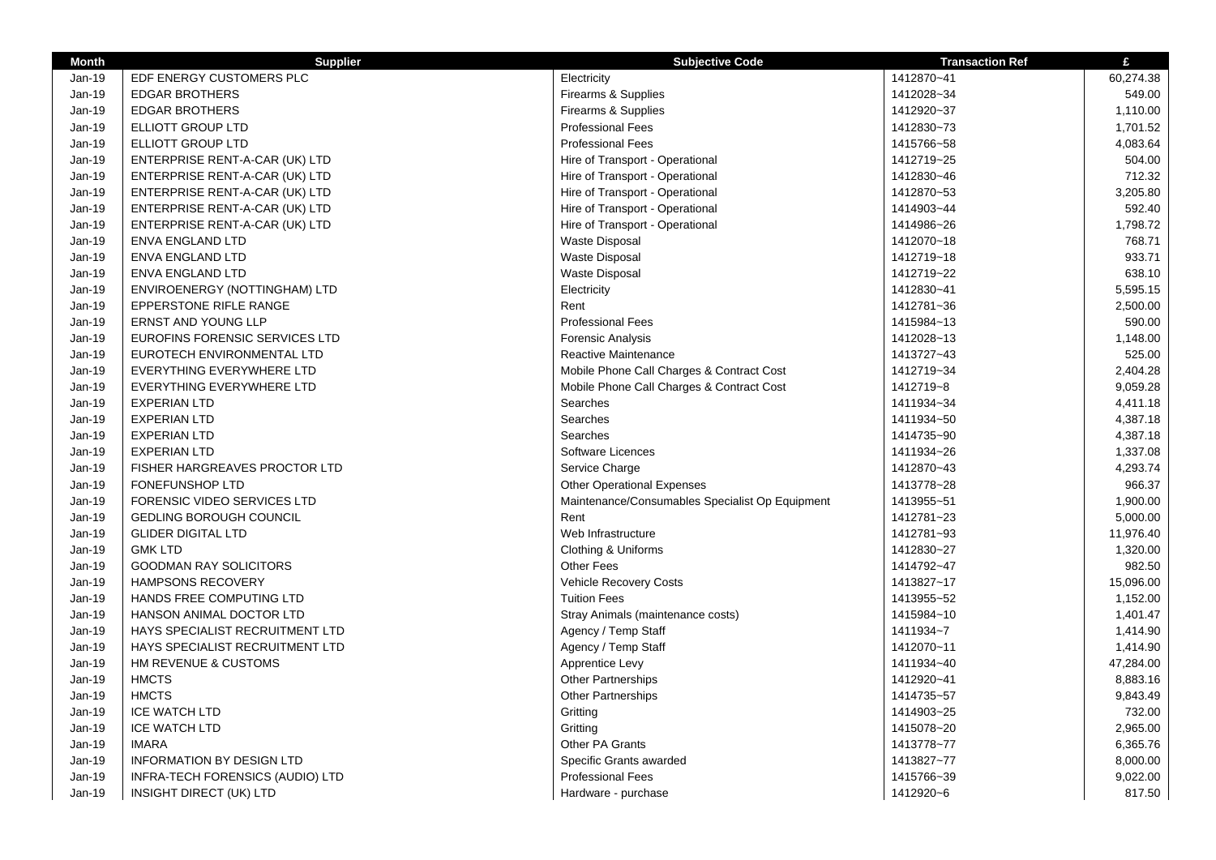| Month | Supplier | Subjective Code | Transaction Ref | £ |
|---|---|---|---|---|
| Jan-19 | EDF ENERGY CUSTOMERS PLC | Electricity | 1412870~41 | 60,274.38 |
| Jan-19 | EDGAR BROTHERS | Firearms & Supplies | 1412028~34 | 549.00 |
| Jan-19 | EDGAR BROTHERS | Firearms & Supplies | 1412920~37 | 1,110.00 |
| Jan-19 | ELLIOTT GROUP LTD | Professional Fees | 1412830~73 | 1,701.52 |
| Jan-19 | ELLIOTT GROUP LTD | Professional Fees | 1415766~58 | 4,083.64 |
| Jan-19 | ENTERPRISE RENT-A-CAR (UK) LTD | Hire of Transport - Operational | 1412719~25 | 504.00 |
| Jan-19 | ENTERPRISE RENT-A-CAR (UK) LTD | Hire of Transport - Operational | 1412830~46 | 712.32 |
| Jan-19 | ENTERPRISE RENT-A-CAR (UK) LTD | Hire of Transport - Operational | 1412870~53 | 3,205.80 |
| Jan-19 | ENTERPRISE RENT-A-CAR (UK) LTD | Hire of Transport - Operational | 1414903~44 | 592.40 |
| Jan-19 | ENTERPRISE RENT-A-CAR (UK) LTD | Hire of Transport - Operational | 1414986~26 | 1,798.72 |
| Jan-19 | ENVA ENGLAND LTD | Waste Disposal | 1412070~18 | 768.71 |
| Jan-19 | ENVA ENGLAND LTD | Waste Disposal | 1412719~18 | 933.71 |
| Jan-19 | ENVA ENGLAND LTD | Waste Disposal | 1412719~22 | 638.10 |
| Jan-19 | ENVIROENERGY (NOTTINGHAM) LTD | Electricity | 1412830~41 | 5,595.15 |
| Jan-19 | EPPERSTONE RIFLE RANGE | Rent | 1412781~36 | 2,500.00 |
| Jan-19 | ERNST AND YOUNG LLP | Professional Fees | 1415984~13 | 590.00 |
| Jan-19 | EUROFINS FORENSIC SERVICES LTD | Forensic Analysis | 1412028~13 | 1,148.00 |
| Jan-19 | EUROTECH ENVIRONMENTAL LTD | Reactive Maintenance | 1413727~43 | 525.00 |
| Jan-19 | EVERYTHING EVERYWHERE LTD | Mobile Phone Call Charges & Contract Cost | 1412719~34 | 2,404.28 |
| Jan-19 | EVERYTHING EVERYWHERE LTD | Mobile Phone Call Charges & Contract Cost | 1412719~8 | 9,059.28 |
| Jan-19 | EXPERIAN LTD | Searches | 1411934~34 | 4,411.18 |
| Jan-19 | EXPERIAN LTD | Searches | 1411934~50 | 4,387.18 |
| Jan-19 | EXPERIAN LTD | Searches | 1414735~90 | 4,387.18 |
| Jan-19 | EXPERIAN LTD | Software Licences | 1411934~26 | 1,337.08 |
| Jan-19 | FISHER HARGREAVES PROCTOR LTD | Service Charge | 1412870~43 | 4,293.74 |
| Jan-19 | FONEFUNSHOP LTD | Other Operational Expenses | 1413778~28 | 966.37 |
| Jan-19 | FORENSIC VIDEO SERVICES LTD | Maintenance/Consumables Specialist Op Equipment | 1413955~51 | 1,900.00 |
| Jan-19 | GEDLING BOROUGH COUNCIL | Rent | 1412781~23 | 5,000.00 |
| Jan-19 | GLIDER DIGITAL LTD | Web Infrastructure | 1412781~93 | 11,976.40 |
| Jan-19 | GMK LTD | Clothing & Uniforms | 1412830~27 | 1,320.00 |
| Jan-19 | GOODMAN RAY SOLICITORS | Other Fees | 1414792~47 | 982.50 |
| Jan-19 | HAMPSONS RECOVERY | Vehicle Recovery Costs | 1413827~17 | 15,096.00 |
| Jan-19 | HANDS FREE COMPUTING LTD | Tuition Fees | 1413955~52 | 1,152.00 |
| Jan-19 | HANSON ANIMAL DOCTOR LTD | Stray Animals (maintenance costs) | 1415984~10 | 1,401.47 |
| Jan-19 | HAYS SPECIALIST RECRUITMENT LTD | Agency / Temp Staff | 1411934~7 | 1,414.90 |
| Jan-19 | HAYS SPECIALIST RECRUITMENT LTD | Agency / Temp Staff | 1412070~11 | 1,414.90 |
| Jan-19 | HM REVENUE & CUSTOMS | Apprentice Levy | 1411934~40 | 47,284.00 |
| Jan-19 | HMCTS | Other Partnerships | 1412920~41 | 8,883.16 |
| Jan-19 | HMCTS | Other Partnerships | 1414735~57 | 9,843.49 |
| Jan-19 | ICE WATCH LTD | Gritting | 1414903~25 | 732.00 |
| Jan-19 | ICE WATCH LTD | Gritting | 1415078~20 | 2,965.00 |
| Jan-19 | IMARA | Other PA Grants | 1413778~77 | 6,365.76 |
| Jan-19 | INFORMATION BY DESIGN LTD | Specific Grants awarded | 1413827~77 | 8,000.00 |
| Jan-19 | INFRA-TECH FORENSICS (AUDIO) LTD | Professional Fees | 1415766~39 | 9,022.00 |
| Jan-19 | INSIGHT DIRECT (UK) LTD | Hardware - purchase | 1412920~6 | 817.50 |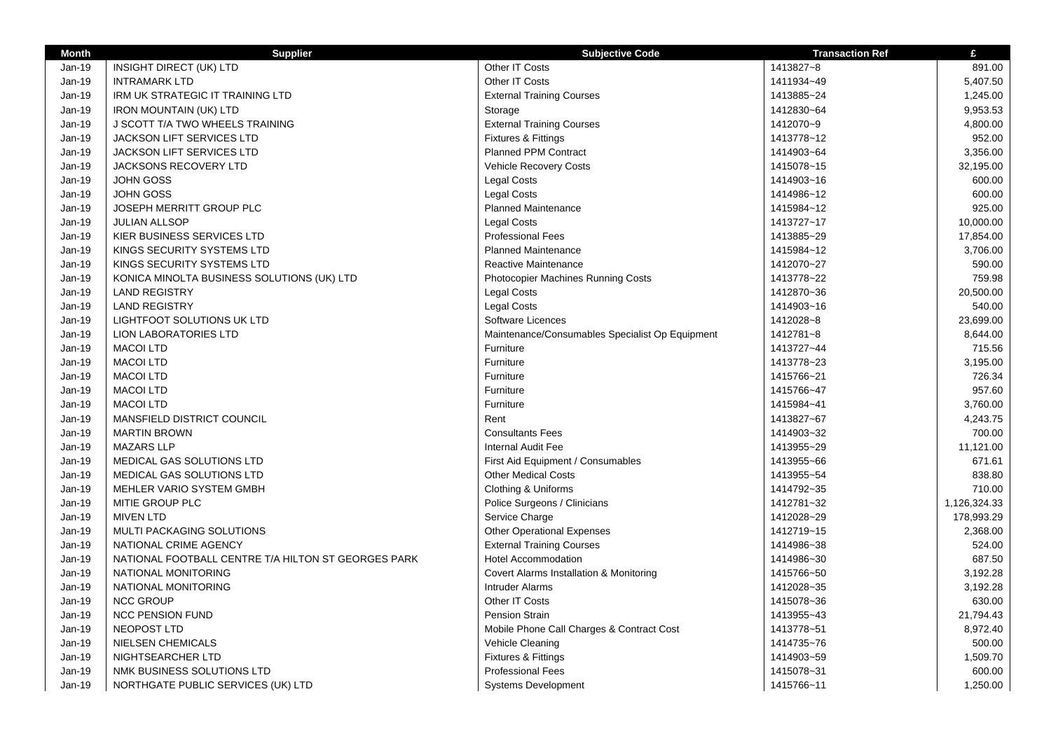| Month | Supplier | Subjective Code | Transaction Ref | £ |
| --- | --- | --- | --- | --- |
| Jan-19 | INSIGHT DIRECT (UK) LTD | Other IT Costs | 1413827~8 | 891.00 |
| Jan-19 | INTRAMARK LTD | Other IT Costs | 1411934~49 | 5,407.50 |
| Jan-19 | IRM UK STRATEGIC IT TRAINING LTD | External Training Courses | 1413885~24 | 1,245.00 |
| Jan-19 | IRON MOUNTAIN (UK) LTD | Storage | 1412830~64 | 9,953.53 |
| Jan-19 | J SCOTT T/A TWO WHEELS TRAINING | External Training Courses | 1412070~9 | 4,800.00 |
| Jan-19 | JACKSON LIFT SERVICES LTD | Fixtures & Fittings | 1413778~12 | 952.00 |
| Jan-19 | JACKSON LIFT SERVICES LTD | Planned PPM Contract | 1414903~64 | 3,356.00 |
| Jan-19 | JACKSONS RECOVERY LTD | Vehicle Recovery Costs | 1415078~15 | 32,195.00 |
| Jan-19 | JOHN GOSS | Legal Costs | 1414903~16 | 600.00 |
| Jan-19 | JOHN GOSS | Legal Costs | 1414986~12 | 600.00 |
| Jan-19 | JOSEPH MERRITT GROUP PLC | Planned Maintenance | 1415984~12 | 925.00 |
| Jan-19 | JULIAN ALLSOP | Legal Costs | 1413727~17 | 10,000.00 |
| Jan-19 | KIER BUSINESS SERVICES LTD | Professional Fees | 1413885~29 | 17,854.00 |
| Jan-19 | KINGS SECURITY SYSTEMS LTD | Planned Maintenance | 1415984~12 | 3,706.00 |
| Jan-19 | KINGS SECURITY SYSTEMS LTD | Reactive Maintenance | 1412070~27 | 590.00 |
| Jan-19 | KONICA MINOLTA BUSINESS SOLUTIONS (UK) LTD | Photocopier Machines Running Costs | 1413778~22 | 759.98 |
| Jan-19 | LAND REGISTRY | Legal Costs | 1412870~36 | 20,500.00 |
| Jan-19 | LAND REGISTRY | Legal Costs | 1414903~16 | 540.00 |
| Jan-19 | LIGHTFOOT SOLUTIONS UK LTD | Software Licences | 1412028~8 | 23,699.00 |
| Jan-19 | LION LABORATORIES LTD | Maintenance/Consumables Specialist Op Equipment | 1412781~8 | 8,644.00 |
| Jan-19 | MACOI LTD | Furniture | 1413727~44 | 715.56 |
| Jan-19 | MACOI LTD | Furniture | 1413778~23 | 3,195.00 |
| Jan-19 | MACOI LTD | Furniture | 1415766~21 | 726.34 |
| Jan-19 | MACOI LTD | Furniture | 1415766~47 | 957.60 |
| Jan-19 | MACOI LTD | Furniture | 1415984~41 | 3,760.00 |
| Jan-19 | MANSFIELD DISTRICT COUNCIL | Rent | 1413827~67 | 4,243.75 |
| Jan-19 | MARTIN BROWN | Consultants Fees | 1414903~32 | 700.00 |
| Jan-19 | MAZARS LLP | Internal Audit Fee | 1413955~29 | 11,121.00 |
| Jan-19 | MEDICAL GAS SOLUTIONS LTD | First Aid Equipment / Consumables | 1413955~66 | 671.61 |
| Jan-19 | MEDICAL GAS SOLUTIONS LTD | Other Medical Costs | 1413955~54 | 838.80 |
| Jan-19 | MEHLER VARIO SYSTEM GMBH | Clothing & Uniforms | 1414792~35 | 710.00 |
| Jan-19 | MITIE GROUP PLC | Police Surgeons / Clinicians | 1412781~32 | 1,126,324.33 |
| Jan-19 | MIVEN LTD | Service Charge | 1412028~29 | 178,993.29 |
| Jan-19 | MULTI PACKAGING SOLUTIONS | Other Operational Expenses | 1412719~15 | 2,368.00 |
| Jan-19 | NATIONAL CRIME AGENCY | External Training Courses | 1414986~38 | 524.00 |
| Jan-19 | NATIONAL FOOTBALL CENTRE T/A HILTON ST GEORGES PARK | Hotel Accommodation | 1414986~30 | 687.50 |
| Jan-19 | NATIONAL MONITORING | Covert Alarms Installation & Monitoring | 1415766~50 | 3,192.28 |
| Jan-19 | NATIONAL MONITORING | Intruder Alarms | 1412028~35 | 3,192.28 |
| Jan-19 | NCC GROUP | Other IT Costs | 1415078~36 | 630.00 |
| Jan-19 | NCC PENSION FUND | Pension Strain | 1413955~43 | 21,794.43 |
| Jan-19 | NEOPOST LTD | Mobile Phone Call Charges & Contract Cost | 1413778~51 | 8,972.40 |
| Jan-19 | NIELSEN CHEMICALS | Vehicle Cleaning | 1414735~76 | 500.00 |
| Jan-19 | NIGHTSEARCHER LTD | Fixtures & Fittings | 1414903~59 | 1,509.70 |
| Jan-19 | NMK BUSINESS SOLUTIONS LTD | Professional Fees | 1415078~31 | 600.00 |
| Jan-19 | NORTHGATE PUBLIC SERVICES (UK) LTD | Systems Development | 1415766~11 | 1,250.00 |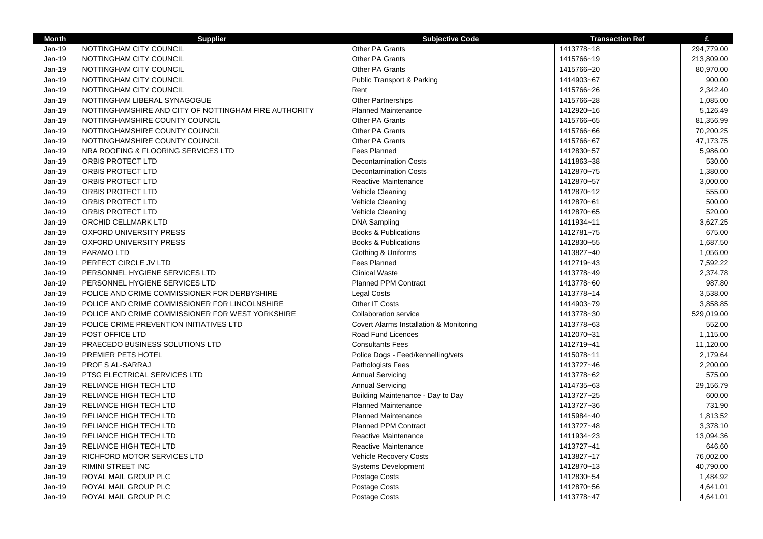| Month | Supplier | Subjective Code | Transaction Ref | £ |
|---|---|---|---|---|
| Jan-19 | NOTTINGHAM CITY COUNCIL | Other PA Grants | 1413778~18 | 294,779.00 |
| Jan-19 | NOTTINGHAM CITY COUNCIL | Other PA Grants | 1415766~19 | 213,809.00 |
| Jan-19 | NOTTINGHAM CITY COUNCIL | Other PA Grants | 1415766~20 | 80,970.00 |
| Jan-19 | NOTTINGHAM CITY COUNCIL | Public Transport & Parking | 1414903~67 | 900.00 |
| Jan-19 | NOTTINGHAM CITY COUNCIL | Rent | 1415766~26 | 2,342.40 |
| Jan-19 | NOTTINGHAM LIBERAL SYNAGOGUE | Other Partnerships | 1415766~28 | 1,085.00 |
| Jan-19 | NOTTINGHAMSHIRE AND CITY OF NOTTINGHAM FIRE AUTHORITY | Planned Maintenance | 1412920~16 | 5,126.49 |
| Jan-19 | NOTTINGHAMSHIRE COUNTY COUNCIL | Other PA Grants | 1415766~65 | 81,356.99 |
| Jan-19 | NOTTINGHAMSHIRE COUNTY COUNCIL | Other PA Grants | 1415766~66 | 70,200.25 |
| Jan-19 | NOTTINGHAMSHIRE COUNTY COUNCIL | Other PA Grants | 1415766~67 | 47,173.75 |
| Jan-19 | NRA ROOFING & FLOORING SERVICES LTD | Fees Planned | 1412830~57 | 5,986.00 |
| Jan-19 | ORBIS PROTECT LTD | Decontamination Costs | 1411863~38 | 530.00 |
| Jan-19 | ORBIS PROTECT LTD | Decontamination Costs | 1412870~75 | 1,380.00 |
| Jan-19 | ORBIS PROTECT LTD | Reactive Maintenance | 1412870~57 | 3,000.00 |
| Jan-19 | ORBIS PROTECT LTD | Vehicle Cleaning | 1412870~12 | 555.00 |
| Jan-19 | ORBIS PROTECT LTD | Vehicle Cleaning | 1412870~61 | 500.00 |
| Jan-19 | ORBIS PROTECT LTD | Vehicle Cleaning | 1412870~65 | 520.00 |
| Jan-19 | ORCHID CELLMARK LTD | DNA Sampling | 1411934~11 | 3,627.25 |
| Jan-19 | OXFORD UNIVERSITY PRESS | Books & Publications | 1412781~75 | 675.00 |
| Jan-19 | OXFORD UNIVERSITY PRESS | Books & Publications | 1412830~55 | 1,687.50 |
| Jan-19 | PARAMO LTD | Clothing & Uniforms | 1413827~40 | 1,056.00 |
| Jan-19 | PERFECT CIRCLE JV LTD | Fees Planned | 1412719~43 | 7,592.22 |
| Jan-19 | PERSONNEL HYGIENE SERVICES LTD | Clinical Waste | 1413778~49 | 2,374.78 |
| Jan-19 | PERSONNEL HYGIENE SERVICES LTD | Planned PPM Contract | 1413778~60 | 987.80 |
| Jan-19 | POLICE AND CRIME COMMISSIONER FOR DERBYSHIRE | Legal Costs | 1413778~14 | 3,538.00 |
| Jan-19 | POLICE AND CRIME COMMISSIONER FOR LINCOLNSHIRE | Other IT Costs | 1414903~79 | 3,858.85 |
| Jan-19 | POLICE AND CRIME COMMISSIONER FOR WEST YORKSHIRE | Collaboration service | 1413778~30 | 529,019.00 |
| Jan-19 | POLICE CRIME PREVENTION INITIATIVES LTD | Covert Alarms Installation & Monitoring | 1413778~63 | 552.00 |
| Jan-19 | POST OFFICE LTD | Road Fund Licences | 1412070~31 | 1,115.00 |
| Jan-19 | PRAECEDO BUSINESS SOLUTIONS LTD | Consultants Fees | 1412719~41 | 11,120.00 |
| Jan-19 | PREMIER PETS HOTEL | Police Dogs - Feed/kennelling/vets | 1415078~11 | 2,179.64 |
| Jan-19 | PROF S AL-SARRAJ | Pathologists Fees | 1413727~46 | 2,200.00 |
| Jan-19 | PTSG ELECTRICAL SERVICES LTD | Annual Servicing | 1413778~62 | 575.00 |
| Jan-19 | RELIANCE HIGH TECH LTD | Annual Servicing | 1414735~63 | 29,156.79 |
| Jan-19 | RELIANCE HIGH TECH LTD | Building Maintenance - Day to Day | 1413727~25 | 600.00 |
| Jan-19 | RELIANCE HIGH TECH LTD | Planned Maintenance | 1413727~36 | 731.90 |
| Jan-19 | RELIANCE HIGH TECH LTD | Planned Maintenance | 1415984~40 | 1,813.52 |
| Jan-19 | RELIANCE HIGH TECH LTD | Planned PPM Contract | 1413727~48 | 3,378.10 |
| Jan-19 | RELIANCE HIGH TECH LTD | Reactive Maintenance | 1411934~23 | 13,094.36 |
| Jan-19 | RELIANCE HIGH TECH LTD | Reactive Maintenance | 1413727~41 | 646.60 |
| Jan-19 | RICHFORD MOTOR SERVICES LTD | Vehicle Recovery Costs | 1413827~17 | 76,002.00 |
| Jan-19 | RIMINI STREET INC | Systems Development | 1412870~13 | 40,790.00 |
| Jan-19 | ROYAL MAIL GROUP PLC | Postage Costs | 1412830~54 | 1,484.92 |
| Jan-19 | ROYAL MAIL GROUP PLC | Postage Costs | 1412870~56 | 4,641.01 |
| Jan-19 | ROYAL MAIL GROUP PLC | Postage Costs | 1413778~47 | 4,641.01 |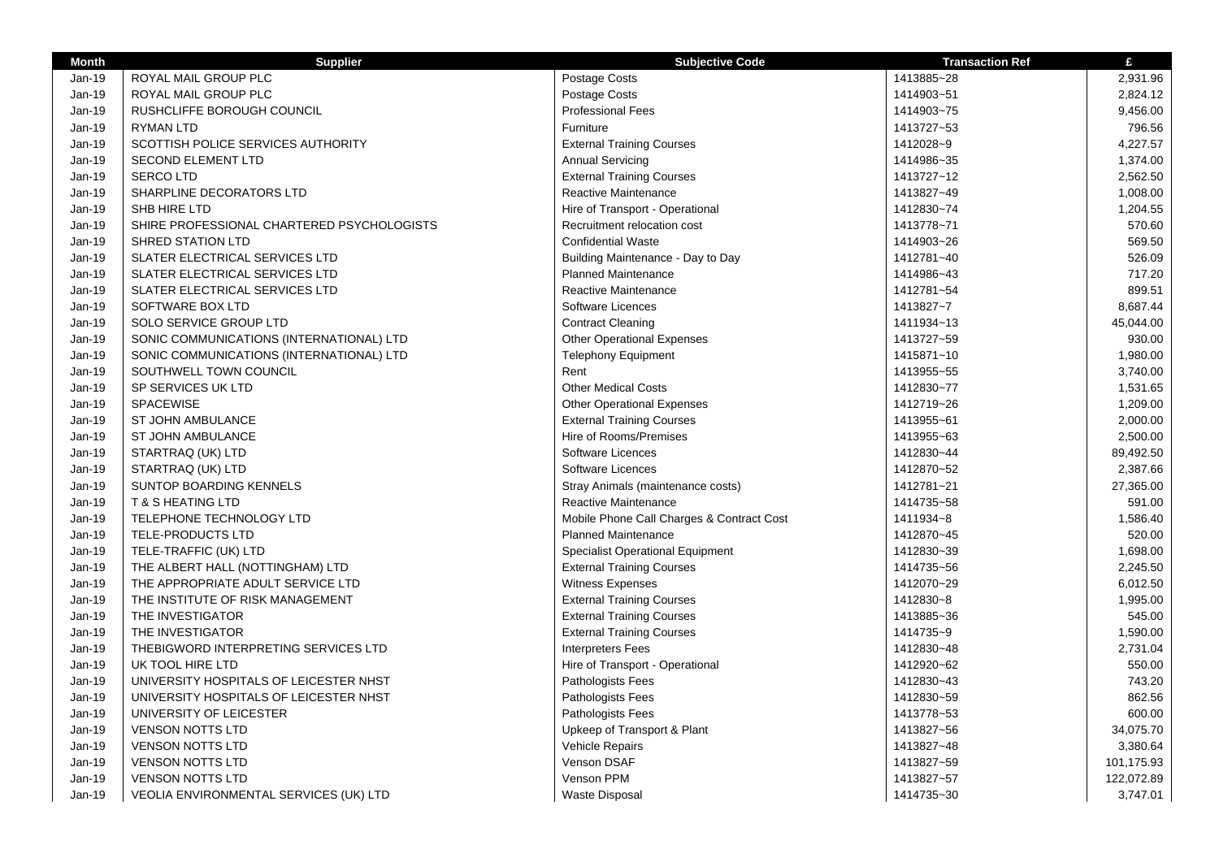| Month | Supplier | Subjective Code | Transaction Ref | £ |
|---|---|---|---|---|
| Jan-19 | ROYAL MAIL GROUP PLC | Postage Costs | 1413885~28 | 2,931.96 |
| Jan-19 | ROYAL MAIL GROUP PLC | Postage Costs | 1414903~51 | 2,824.12 |
| Jan-19 | RUSHCLIFFE BOROUGH COUNCIL | Professional Fees | 1414903~75 | 9,456.00 |
| Jan-19 | RYMAN LTD | Furniture | 1413727~53 | 796.56 |
| Jan-19 | SCOTTISH POLICE SERVICES AUTHORITY | External Training Courses | 1412028~9 | 4,227.57 |
| Jan-19 | SECOND ELEMENT LTD | Annual Servicing | 1414986~35 | 1,374.00 |
| Jan-19 | SERCO LTD | External Training Courses | 1413727~12 | 2,562.50 |
| Jan-19 | SHARPLINE DECORATORS LTD | Reactive Maintenance | 1413827~49 | 1,008.00 |
| Jan-19 | SHB HIRE LTD | Hire of Transport - Operational | 1412830~74 | 1,204.55 |
| Jan-19 | SHIRE PROFESSIONAL CHARTERED PSYCHOLOGISTS | Recruitment relocation cost | 1413778~71 | 570.60 |
| Jan-19 | SHRED STATION LTD | Confidential Waste | 1414903~26 | 569.50 |
| Jan-19 | SLATER ELECTRICAL SERVICES LTD | Building Maintenance - Day to Day | 1412781~40 | 526.09 |
| Jan-19 | SLATER ELECTRICAL SERVICES LTD | Planned Maintenance | 1414986~43 | 717.20 |
| Jan-19 | SLATER ELECTRICAL SERVICES LTD | Reactive Maintenance | 1412781~54 | 899.51 |
| Jan-19 | SOFTWARE BOX LTD | Software Licences | 1413827~7 | 8,687.44 |
| Jan-19 | SOLO SERVICE GROUP LTD | Contract Cleaning | 1411934~13 | 45,044.00 |
| Jan-19 | SONIC COMMUNICATIONS (INTERNATIONAL) LTD | Other Operational Expenses | 1413727~59 | 930.00 |
| Jan-19 | SONIC COMMUNICATIONS (INTERNATIONAL) LTD | Telephony Equipment | 1415871~10 | 1,980.00 |
| Jan-19 | SOUTHWELL TOWN COUNCIL | Rent | 1413955~55 | 3,740.00 |
| Jan-19 | SP SERVICES UK LTD | Other Medical Costs | 1412830~77 | 1,531.65 |
| Jan-19 | SPACEWISE | Other Operational Expenses | 1412719~26 | 1,209.00 |
| Jan-19 | ST JOHN AMBULANCE | External Training Courses | 1413955~61 | 2,000.00 |
| Jan-19 | ST JOHN AMBULANCE | Hire of Rooms/Premises | 1413955~63 | 2,500.00 |
| Jan-19 | STARTRAQ (UK) LTD | Software Licences | 1412830~44 | 89,492.50 |
| Jan-19 | STARTRAQ (UK) LTD | Software Licences | 1412870~52 | 2,387.66 |
| Jan-19 | SUNTOP BOARDING KENNELS | Stray Animals (maintenance costs) | 1412781~21 | 27,365.00 |
| Jan-19 | T & S HEATING LTD | Reactive Maintenance | 1414735~58 | 591.00 |
| Jan-19 | TELEPHONE TECHNOLOGY LTD | Mobile Phone Call Charges & Contract Cost | 1411934~8 | 1,586.40 |
| Jan-19 | TELE-PRODUCTS LTD | Planned Maintenance | 1412870~45 | 520.00 |
| Jan-19 | TELE-TRAFFIC (UK) LTD | Specialist Operational Equipment | 1412830~39 | 1,698.00 |
| Jan-19 | THE ALBERT HALL (NOTTINGHAM) LTD | External Training Courses | 1414735~56 | 2,245.50 |
| Jan-19 | THE APPROPRIATE ADULT SERVICE LTD | Witness Expenses | 1412070~29 | 6,012.50 |
| Jan-19 | THE INSTITUTE OF RISK MANAGEMENT | External Training Courses | 1412830~8 | 1,995.00 |
| Jan-19 | THE INVESTIGATOR | External Training Courses | 1413885~36 | 545.00 |
| Jan-19 | THE INVESTIGATOR | External Training Courses | 1414735~9 | 1,590.00 |
| Jan-19 | THEBIGWORD INTERPRETING SERVICES LTD | Interpreters Fees | 1412830~48 | 2,731.04 |
| Jan-19 | UK TOOL HIRE LTD | Hire of Transport - Operational | 1412920~62 | 550.00 |
| Jan-19 | UNIVERSITY HOSPITALS OF LEICESTER NHST | Pathologists Fees | 1412830~43 | 743.20 |
| Jan-19 | UNIVERSITY HOSPITALS OF LEICESTER NHST | Pathologists Fees | 1412830~59 | 862.56 |
| Jan-19 | UNIVERSITY OF LEICESTER | Pathologists Fees | 1413778~53 | 600.00 |
| Jan-19 | VENSON NOTTS LTD | Upkeep of Transport & Plant | 1413827~56 | 34,075.70 |
| Jan-19 | VENSON NOTTS LTD | Vehicle Repairs | 1413827~48 | 3,380.64 |
| Jan-19 | VENSON NOTTS LTD | Venson DSAF | 1413827~59 | 101,175.93 |
| Jan-19 | VENSON NOTTS LTD | Venson PPM | 1413827~57 | 122,072.89 |
| Jan-19 | VEOLIA ENVIRONMENTAL SERVICES (UK) LTD | Waste Disposal | 1414735~30 | 3,747.01 |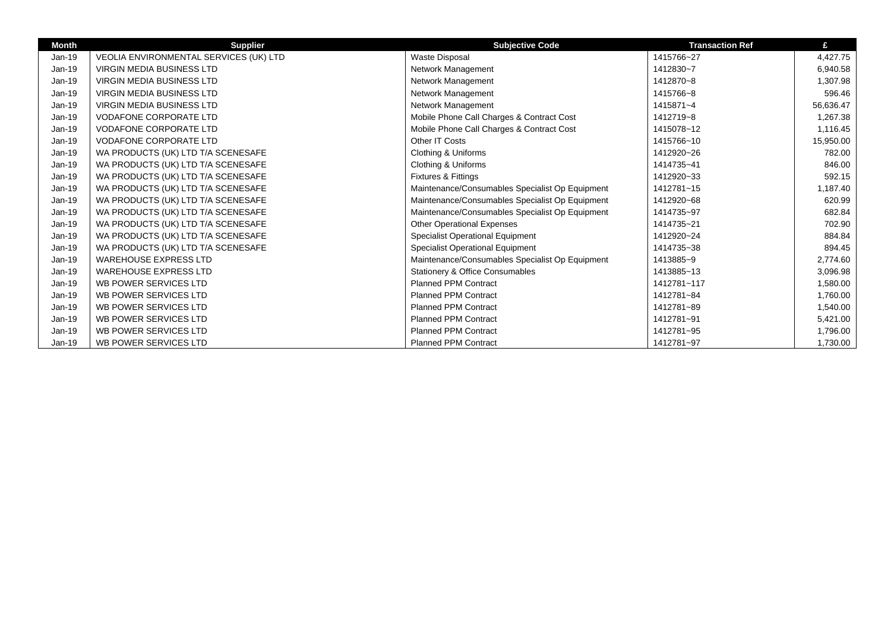| Month | Supplier | Subjective Code | Transaction Ref | £ |
|---|---|---|---|---|
| Jan-19 | VEOLIA ENVIRONMENTAL SERVICES (UK) LTD | Waste Disposal | 1415766~27 | 4,427.75 |
| Jan-19 | VIRGIN MEDIA BUSINESS LTD | Network Management | 1412830~7 | 6,940.58 |
| Jan-19 | VIRGIN MEDIA BUSINESS LTD | Network Management | 1412870~8 | 1,307.98 |
| Jan-19 | VIRGIN MEDIA BUSINESS LTD | Network Management | 1415766~8 | 596.46 |
| Jan-19 | VIRGIN MEDIA BUSINESS LTD | Network Management | 1415871~4 | 56,636.47 |
| Jan-19 | VODAFONE CORPORATE LTD | Mobile Phone Call Charges & Contract Cost | 1412719~8 | 1,267.38 |
| Jan-19 | VODAFONE CORPORATE LTD | Mobile Phone Call Charges & Contract Cost | 1415078~12 | 1,116.45 |
| Jan-19 | VODAFONE CORPORATE LTD | Other IT Costs | 1415766~10 | 15,950.00 |
| Jan-19 | WA PRODUCTS (UK) LTD T/A SCENESAFE | Clothing & Uniforms | 1412920~26 | 782.00 |
| Jan-19 | WA PRODUCTS (UK) LTD T/A SCENESAFE | Clothing & Uniforms | 1414735~41 | 846.00 |
| Jan-19 | WA PRODUCTS (UK) LTD T/A SCENESAFE | Fixtures & Fittings | 1412920~33 | 592.15 |
| Jan-19 | WA PRODUCTS (UK) LTD T/A SCENESAFE | Maintenance/Consumables Specialist Op Equipment | 1412781~15 | 1,187.40 |
| Jan-19 | WA PRODUCTS (UK) LTD T/A SCENESAFE | Maintenance/Consumables Specialist Op Equipment | 1412920~68 | 620.99 |
| Jan-19 | WA PRODUCTS (UK) LTD T/A SCENESAFE | Maintenance/Consumables Specialist Op Equipment | 1414735~97 | 682.84 |
| Jan-19 | WA PRODUCTS (UK) LTD T/A SCENESAFE | Other Operational Expenses | 1414735~21 | 702.90 |
| Jan-19 | WA PRODUCTS (UK) LTD T/A SCENESAFE | Specialist Operational Equipment | 1412920~24 | 884.84 |
| Jan-19 | WA PRODUCTS (UK) LTD T/A SCENESAFE | Specialist Operational Equipment | 1414735~38 | 894.45 |
| Jan-19 | WAREHOUSE EXPRESS LTD | Maintenance/Consumables Specialist Op Equipment | 1413885~9 | 2,774.60 |
| Jan-19 | WAREHOUSE EXPRESS LTD | Stationery & Office Consumables | 1413885~13 | 3,096.98 |
| Jan-19 | WB POWER SERVICES LTD | Planned PPM Contract | 1412781~117 | 1,580.00 |
| Jan-19 | WB POWER SERVICES LTD | Planned PPM Contract | 1412781~84 | 1,760.00 |
| Jan-19 | WB POWER SERVICES LTD | Planned PPM Contract | 1412781~89 | 1,540.00 |
| Jan-19 | WB POWER SERVICES LTD | Planned PPM Contract | 1412781~91 | 5,421.00 |
| Jan-19 | WB POWER SERVICES LTD | Planned PPM Contract | 1412781~95 | 1,796.00 |
| Jan-19 | WB POWER SERVICES LTD | Planned PPM Contract | 1412781~97 | 1,730.00 |